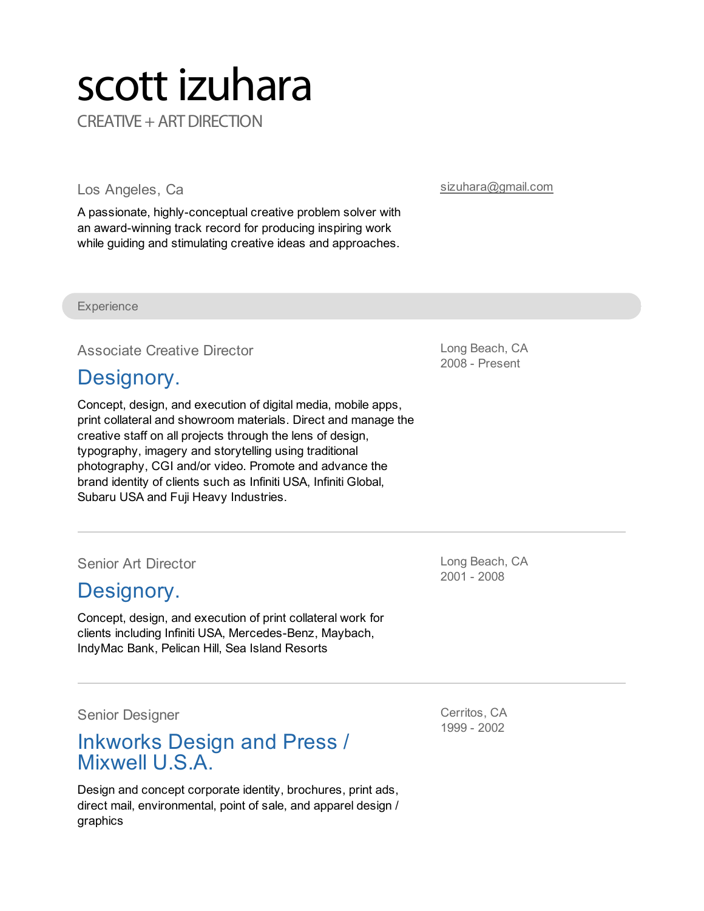# scott izuhara

CREATIVE + ART DIRECTION

Los Angeles, Ca

sizuhara@gmail.com

A passionate, highly-conceptual creative problem solver with an award-winning track record for producing inspiring work while guiding and stimulating creative ideas and approaches.

## Experience

### Associate Creative Director

## Designory.

Long Beach, CA
2008 - Present

Concept, design, and execution of digital media, mobile apps, print collateral and showroom materials. Direct and manage the creative staff on all projects through the lens of design, typography, imagery and storytelling using traditional photography, CGI and/or video. Promote and advance the brand identity of clients such as Infiniti USA, Infiniti Global, Subaru USA and Fuji Heavy Industries.

---

### Senior Art Director

## Designory.

Long Beach, CA
2001 - 2008

Concept, design, and execution of print collateral work for clients including Infiniti USA, Mercedes-Benz, Maybach, IndyMac Bank, Pelican Hill, Sea Island Resorts

---

### Senior Designer

## Inkworks Design and Press / Mixwell U.S.A.

Cerritos, CA
1999 - 2002

Design and concept corporate identity, brochures, print ads, direct mail, environmental, point of sale, and apparel design / graphics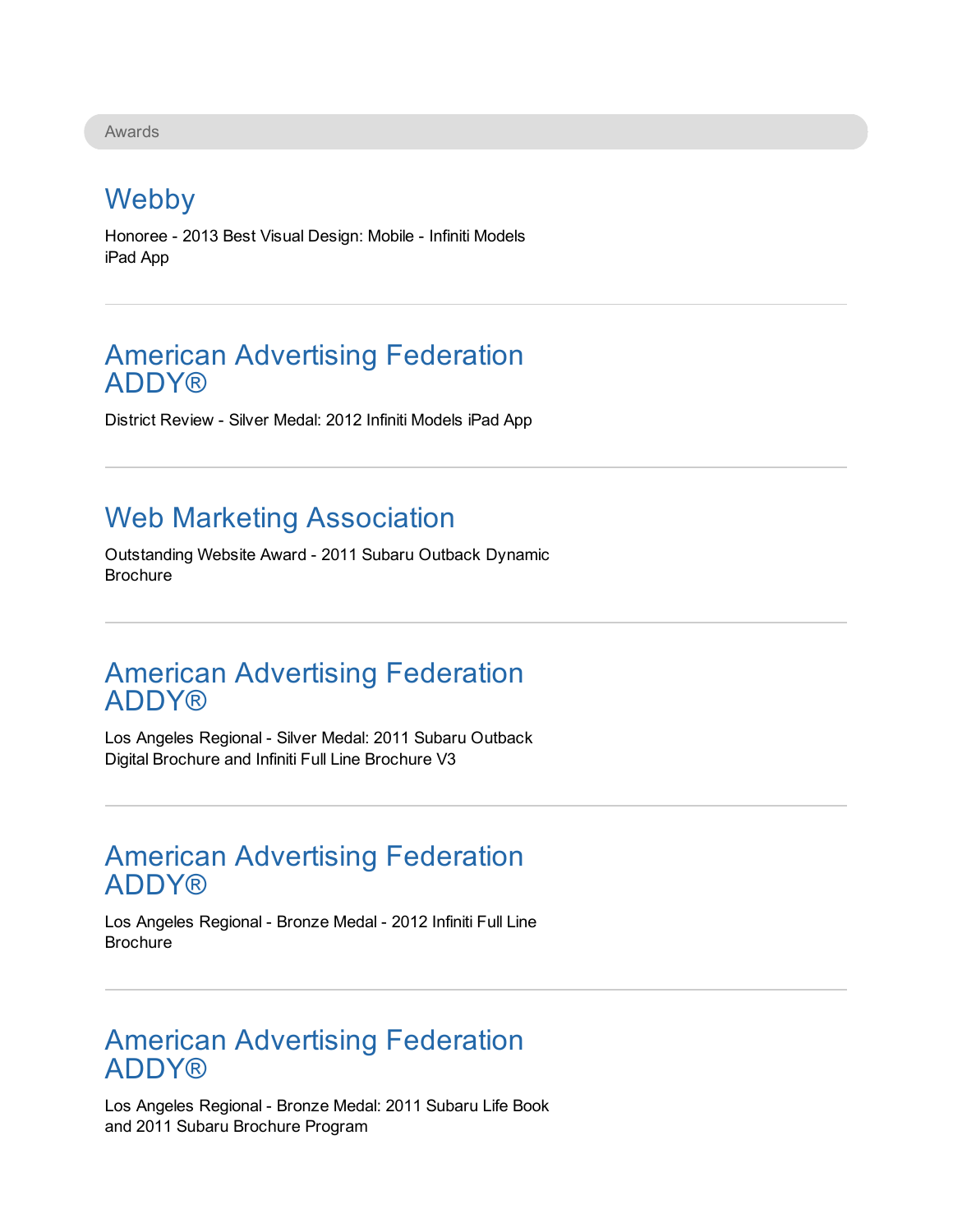## Awards

### Webby

Honoree - 2013 Best Visual Design: Mobile - Infiniti Models iPad App

---

### American Advertising Federation ADDY®

District Review - Silver Medal: 2012 Infiniti Models iPad App

---

### Web Marketing Association

Outstanding Website Award - 2011 Subaru Outback Dynamic Brochure

---

### American Advertising Federation ADDY®

Los Angeles Regional - Silver Medal: 2011 Subaru Outback Digital Brochure and Infiniti Full Line Brochure V3

---

### American Advertising Federation ADDY®

Los Angeles Regional - Bronze Medal - 2012 Infiniti Full Line Brochure

---

### American Advertising Federation ADDY®

Los Angeles Regional - Bronze Medal: 2011 Subaru Life Book and 2011 Subaru Brochure Program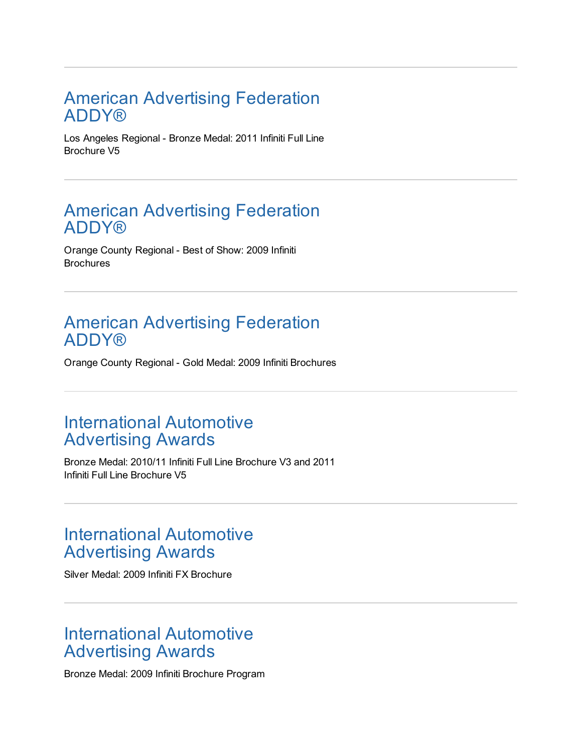---

## American Advertising Federation ADDY®

Los Angeles Regional - Bronze Medal: 2011 Infiniti Full Line Brochure V5

---

## American Advertising Federation ADDY®

Orange County Regional - Best of Show: 2009 Infiniti Brochures

---

## American Advertising Federation ADDY®

Orange County Regional - Gold Medal: 2009 Infiniti Brochures

---

## International Automotive Advertising Awards

Bronze Medal: 2010/11 Infiniti Full Line Brochure V3 and 2011 Infiniti Full Line Brochure V5

---

## International Automotive Advertising Awards

Silver Medal: 2009 Infiniti FX Brochure

---

## International Automotive Advertising Awards

Bronze Medal: 2009 Infiniti Brochure Program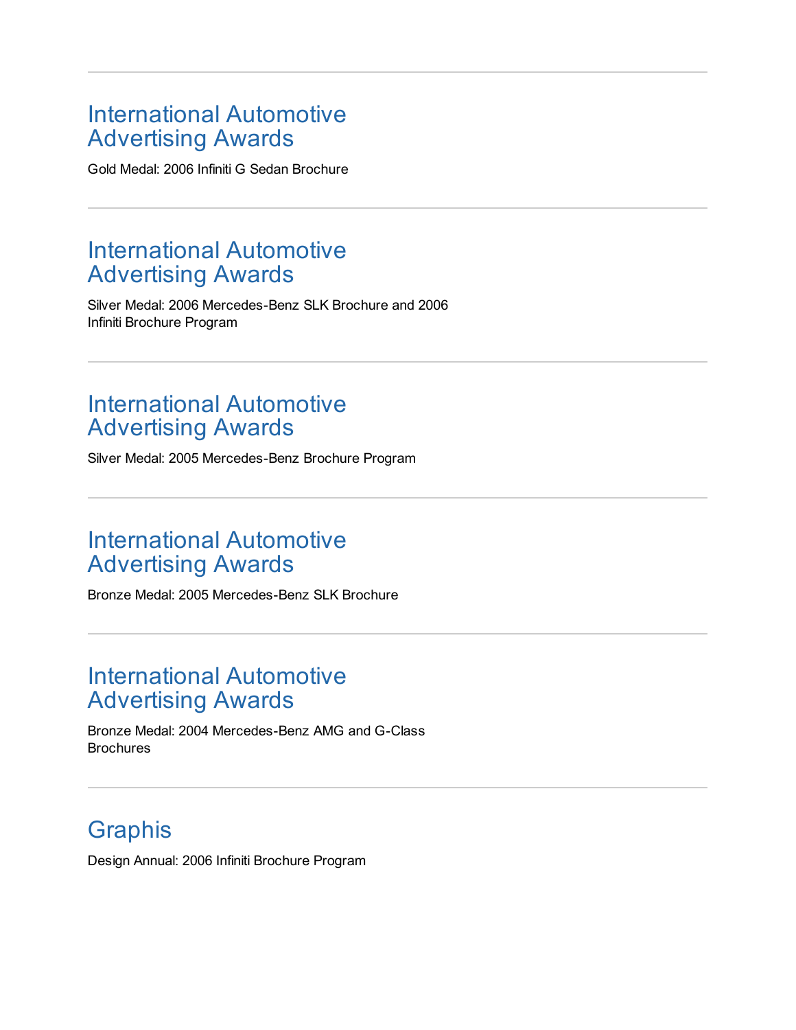---

## International Automotive Advertising Awards

Gold Medal: 2006 Infiniti G Sedan Brochure

---

## International Automotive Advertising Awards

Silver Medal: 2006 Mercedes-Benz SLK Brochure and 2006 Infiniti Brochure Program

---

## International Automotive Advertising Awards

Silver Medal: 2005 Mercedes-Benz Brochure Program

---

## International Automotive Advertising Awards

Bronze Medal: 2005 Mercedes-Benz SLK Brochure

---

## International Automotive Advertising Awards

Bronze Medal: 2004 Mercedes-Benz AMG and G-Class Brochures

---

## Graphis

Design Annual: 2006 Infiniti Brochure Program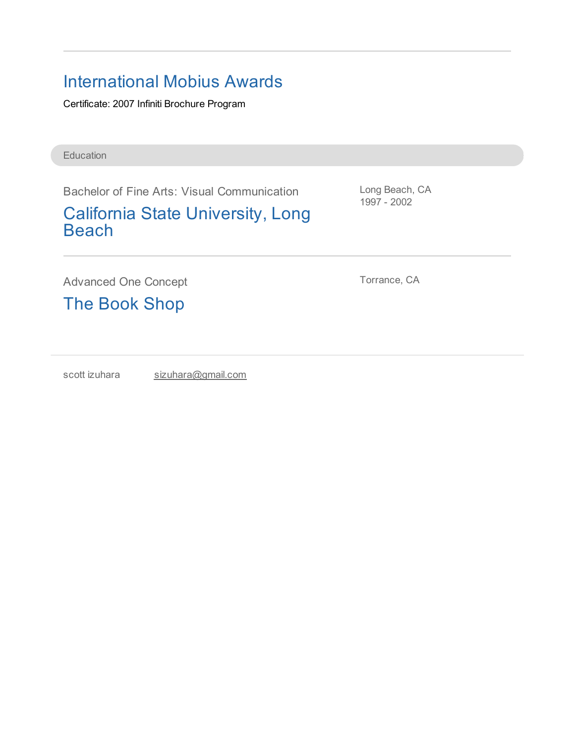### International Mobius Awards

Certificate: 2007 Infiniti Brochure Program

## Education

Bachelor of Fine Arts: Visual Communication

### California State University, Long Beach

Long Beach, CA
1997 - 2002

---

Advanced One Concept

### The Book Shop

Torrance, CA

---

scott izuhara sizuhara@gmail.com